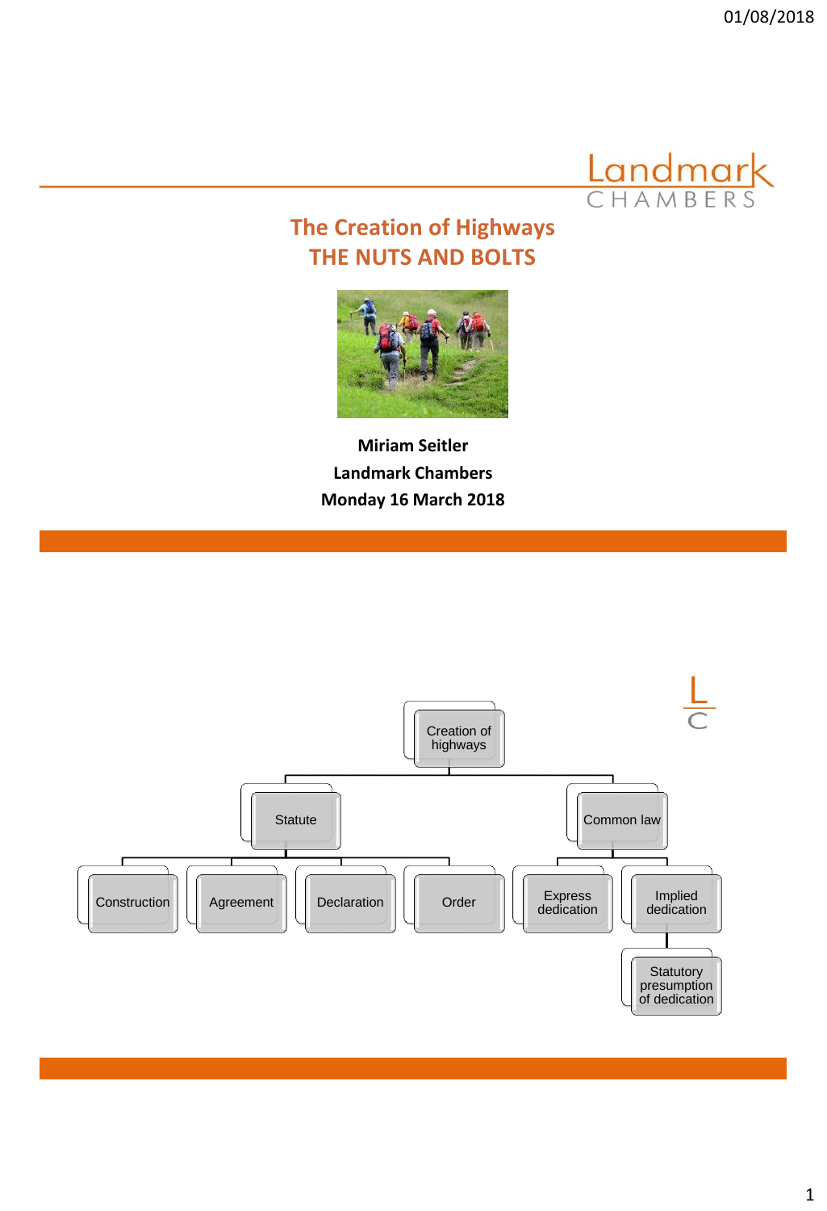Landmark
CHAMBERS

# The Creation of Highways
# THE NUTS AND BOLTS

**Miriam Seitler**
**Landmark Chambers**
**Monday 16 March 2018**

---

- Creation of highways
  - Statute
    - Construction
    - Agreement
    - Declaration
    - Order
  - Common law
    - Express dedication
    - Implied dedication
      - Statutory presumption of dedication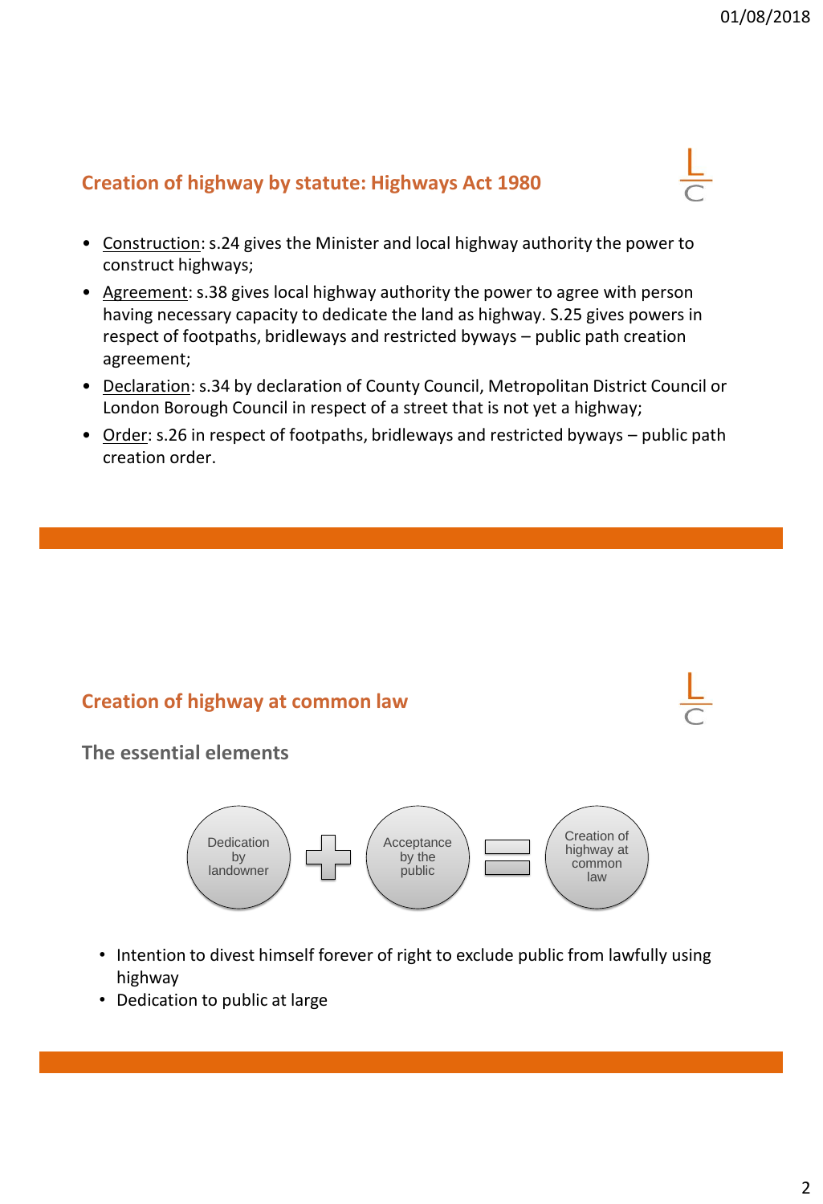## Creation of highway by statute: Highways Act 1980

- Construction: s.24 gives the Minister and local highway authority the power to construct highways;
- Agreement: s.38 gives local highway authority the power to agree with person having necessary capacity to dedicate the land as highway. S.25 gives powers in respect of footpaths, bridleways and restricted byways – public path creation agreement;
- Declaration: s.34 by declaration of County Council, Metropolitan District Council or London Borough Council in respect of a street that is not yet a highway;
- Order: s.26 in respect of footpaths, bridleways and restricted byways – public path creation order.

## Creation of highway at common law

### The essential elements

Dedication by landowner + Acceptance by the public = Creation of highway at common law

- Intention to divest himself forever of right to exclude public from lawfully using highway
- Dedication to public at large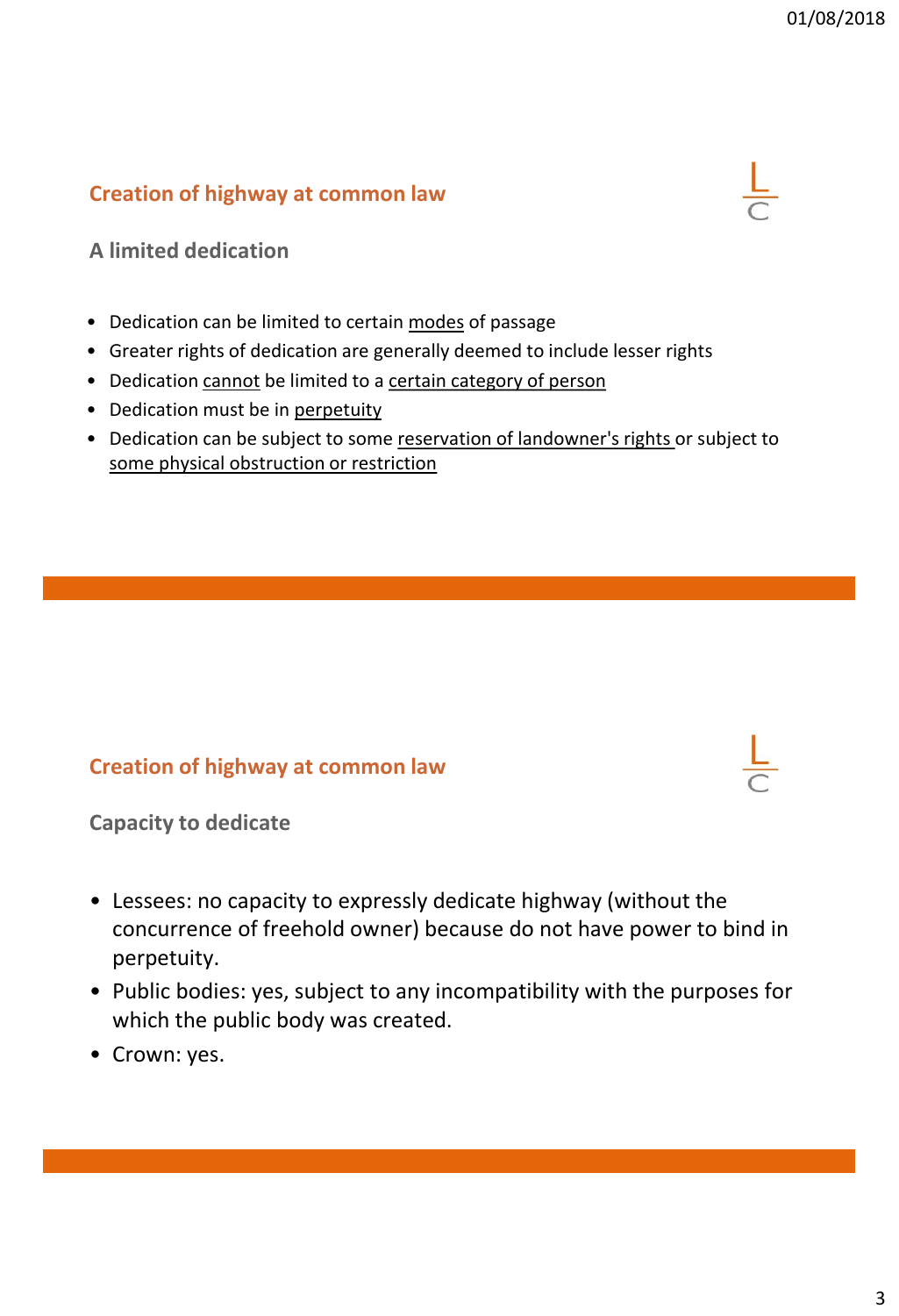## Creation of highway at common law

### A limited dedication

- Dedication can be limited to certain modes of passage
- Greater rights of dedication are generally deemed to include lesser rights
- Dedication cannot be limited to a certain category of person
- Dedication must be in perpetuity
- Dedication can be subject to some reservation of landowner's rights or subject to some physical obstruction or restriction

## Creation of highway at common law

### Capacity to dedicate

- Lessees: no capacity to expressly dedicate highway (without the concurrence of freehold owner) because do not have power to bind in perpetuity.
- Public bodies: yes, subject to any incompatibility with the purposes for which the public body was created.
- Crown: yes.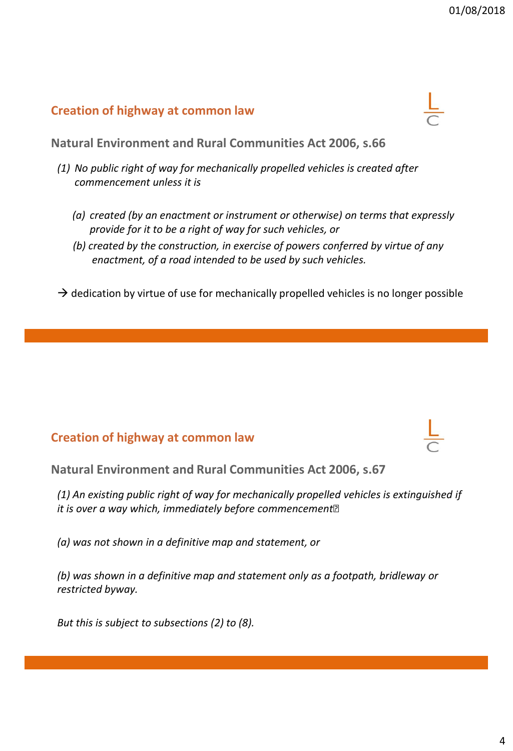## Creation of highway at common law

### Natural Environment and Rural Communities Act 2006, s.66

*(1) No public right of way for mechanically propelled vehicles is created after commencement unless it is*

*(a) created (by an enactment or instrument or otherwise) on terms that expressly provide for it to be a right of way for such vehicles, or*

*(b) created by the construction, in exercise of powers conferred by virtue of any enactment, of a road intended to be used by such vehicles.*

→ dedication by virtue of use for mechanically propelled vehicles is no longer possible

## Creation of highway at common law

### Natural Environment and Rural Communities Act 2006, s.67

*(1) An existing public right of way for mechanically propelled vehicles is extinguished if it is over a way which, immediately before commencement*

*(a) was not shown in a definitive map and statement, or*

*(b) was shown in a definitive map and statement only as a footpath, bridleway or restricted byway.*

*But this is subject to subsections (2) to (8).*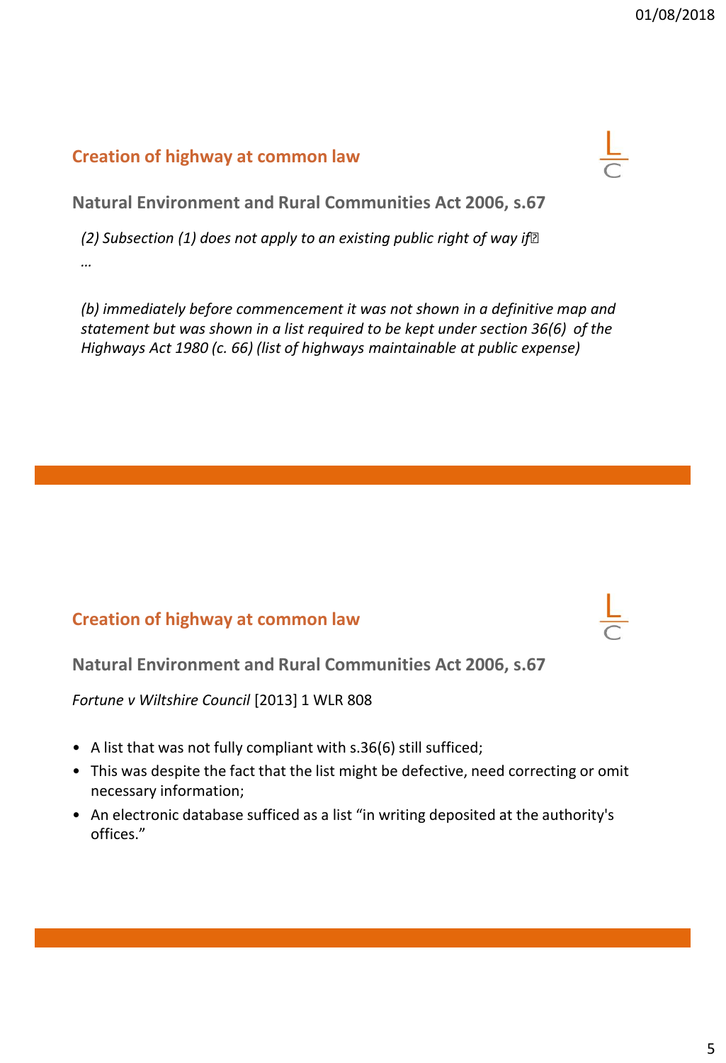## Creation of highway at common law

### Natural Environment and Rural Communities Act 2006, s.67

*(2) Subsection (1) does not apply to an existing public right of way if—*

*…*

*(b) immediately before commencement it was not shown in a definitive map and statement but was shown in a list required to be kept under section 36(6) of the Highways Act 1980 (c. 66) (list of highways maintainable at public expense)*

## Creation of highway at common law

### Natural Environment and Rural Communities Act 2006, s.67

*Fortune v Wiltshire Council* [2013] 1 WLR 808

- A list that was not fully compliant with s.36(6) still sufficed;
- This was despite the fact that the list might be defective, need correcting or omit necessary information;
- An electronic database sufficed as a list "in writing deposited at the authority's offices."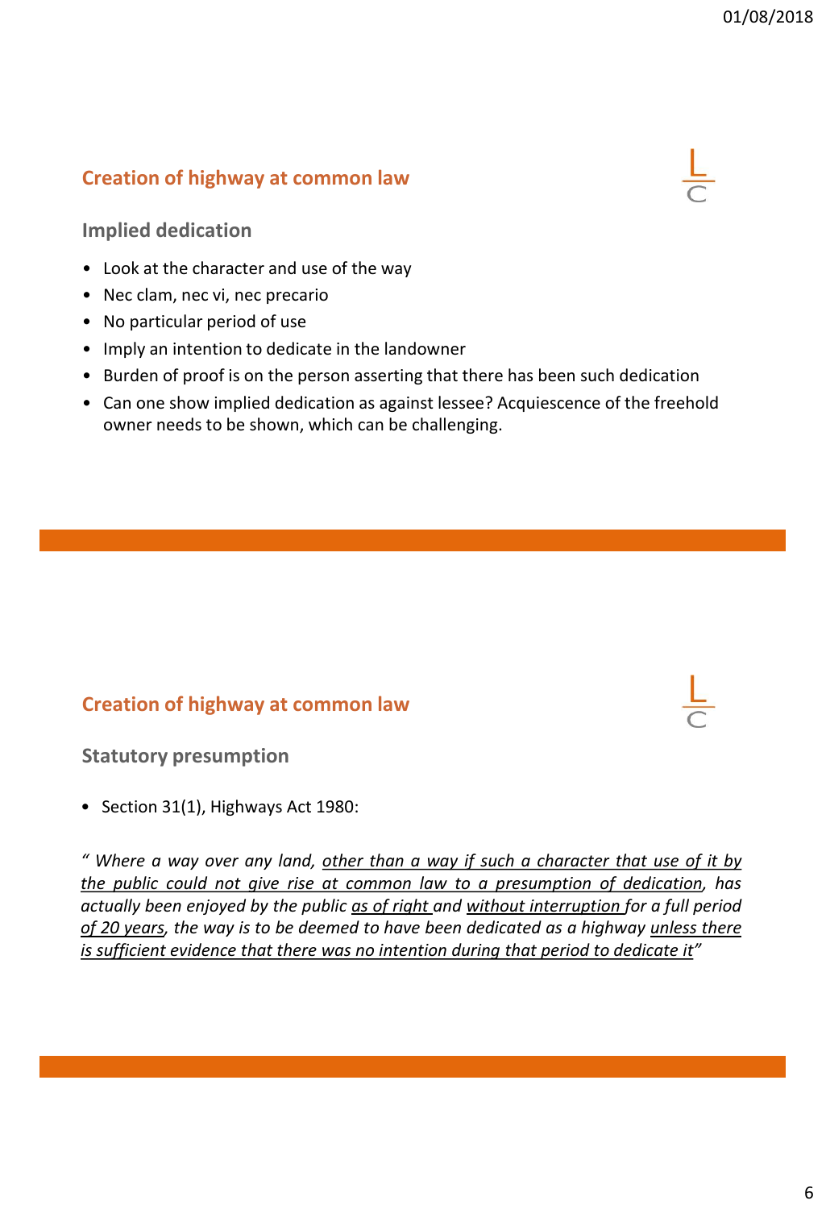## Creation of highway at common law

### Implied dedication

- Look at the character and use of the way
- Nec clam, nec vi, nec precario
- No particular period of use
- Imply an intention to dedicate in the landowner
- Burden of proof is on the person asserting that there has been such dedication
- Can one show implied dedication as against lessee? Acquiescence of the freehold owner needs to be shown, which can be challenging.

## Creation of highway at common law

### Statutory presumption

- Section 31(1), Highways Act 1980:

*" Where a way over any land, <u>other than a way if such a character that use of it by the public could not give rise at common law to a presumption of dedication</u>, has actually been enjoyed by the public <u>as of right</u> and <u>without interruption</u> for a full period <u>of 20 years</u>, the way is to be deemed to have been dedicated as a highway <u>unless there is sufficient evidence that there was no intention during that period to dedicate it</u>"*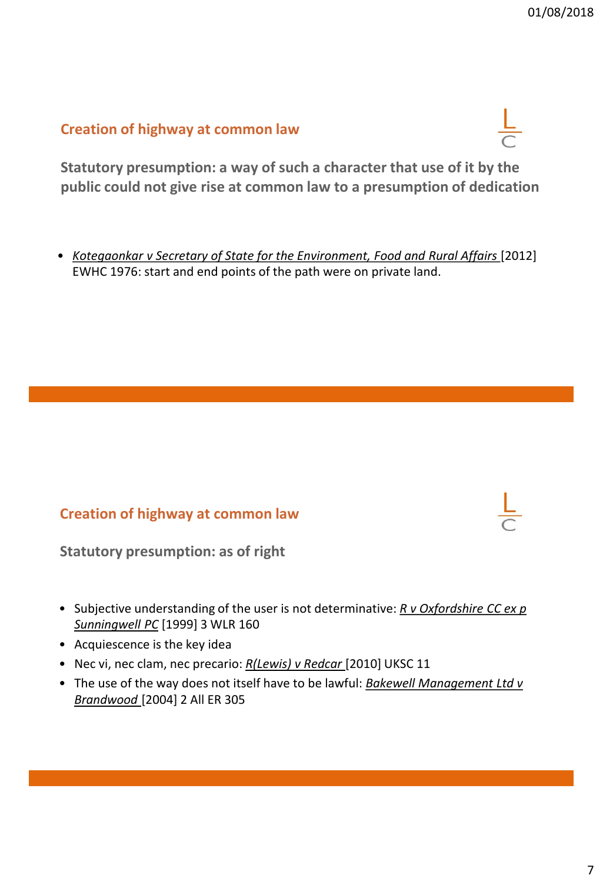## Creation of highway at common law

**Statutory presumption: a way of such a character that use of it by the public could not give rise at common law to a presumption of dedication**

- *Kotegaonkar v Secretary of State for the Environment, Food and Rural Affairs* [2012] EWHC 1976: start and end points of the path were on private land.

## Creation of highway at common law

**Statutory presumption: as of right**

- Subjective understanding of the user is not determinative: *R v Oxfordshire CC ex p Sunningwell PC* [1999] 3 WLR 160
- Acquiescence is the key idea
- Nec vi, nec clam, nec precario: *R(Lewis) v Redcar* [2010] UKSC 11
- The use of the way does not itself have to be lawful: *Bakewell Management Ltd v Brandwood* [2004] 2 All ER 305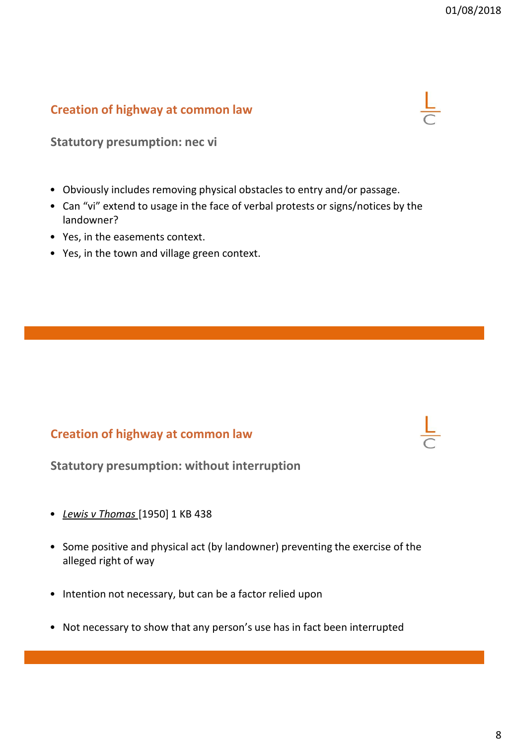## Creation of highway at common law

### Statutory presumption: nec vi

- Obviously includes removing physical obstacles to entry and/or passage.
- Can "vi" extend to usage in the face of verbal protests or signs/notices by the landowner?
- Yes, in the easements context.
- Yes, in the town and village green context.

## Creation of highway at common law

### Statutory presumption: without interruption

- *Lewis v Thomas* [1950] 1 KB 438
- Some positive and physical act (by landowner) preventing the exercise of the alleged right of way
- Intention not necessary, but can be a factor relied upon
- Not necessary to show that any person's use has in fact been interrupted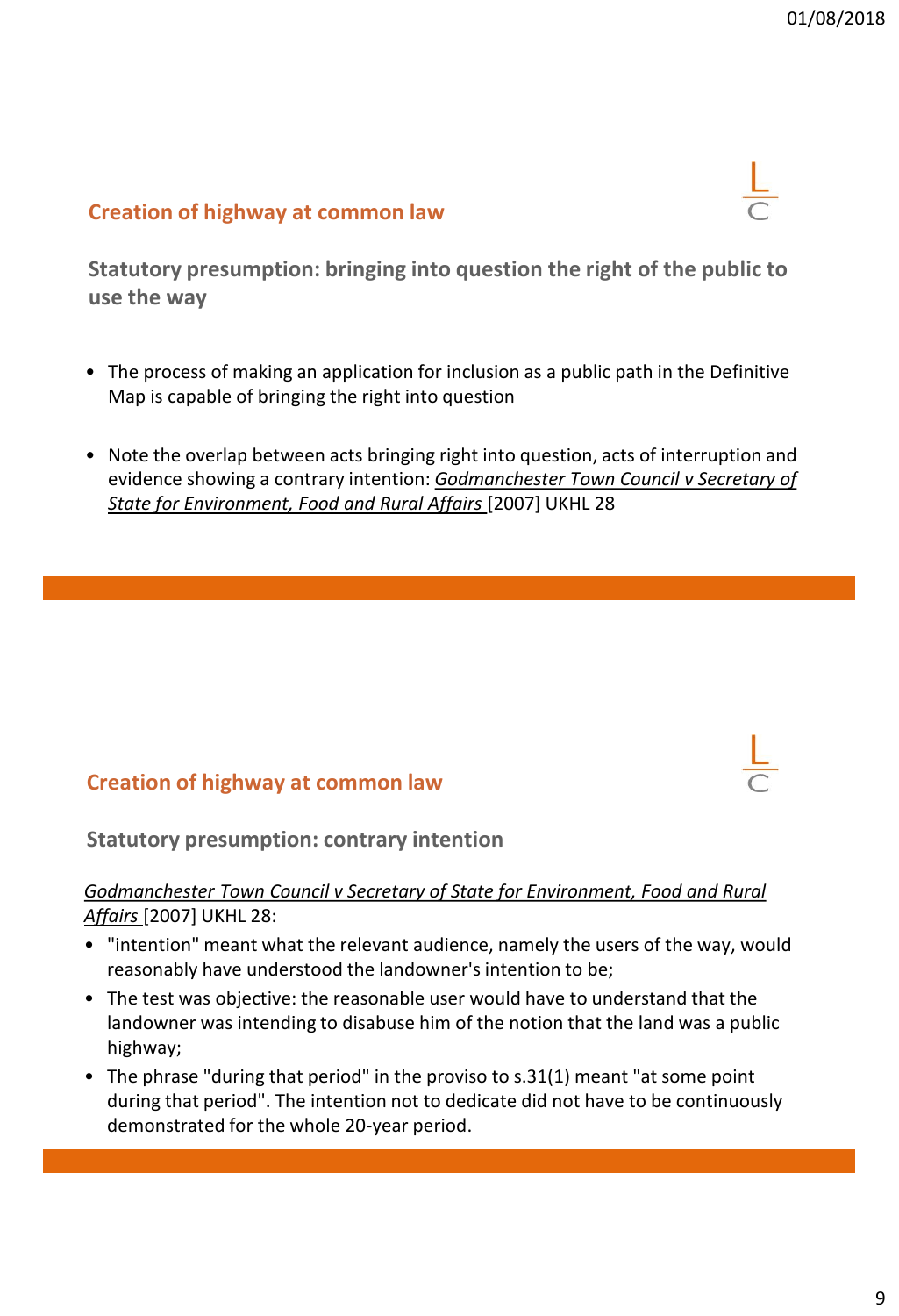## Creation of highway at common law

### Statutory presumption: bringing into question the right of the public to use the way

- The process of making an application for inclusion as a public path in the Definitive Map is capable of bringing the right into question
- Note the overlap between acts bringing right into question, acts of interruption and evidence showing a contrary intention: *Godmanchester Town Council v Secretary of State for Environment, Food and Rural Affairs* [2007] UKHL 28

## Creation of highway at common law

### Statutory presumption: contrary intention

*Godmanchester Town Council v Secretary of State for Environment, Food and Rural Affairs* [2007] UKHL 28:

- "intention" meant what the relevant audience, namely the users of the way, would reasonably have understood the landowner's intention to be;
- The test was objective: the reasonable user would have to understand that the landowner was intending to disabuse him of the notion that the land was a public highway;
- The phrase "during that period" in the proviso to s.31(1) meant "at some point during that period". The intention not to dedicate did not have to be continuously demonstrated for the whole 20-year period.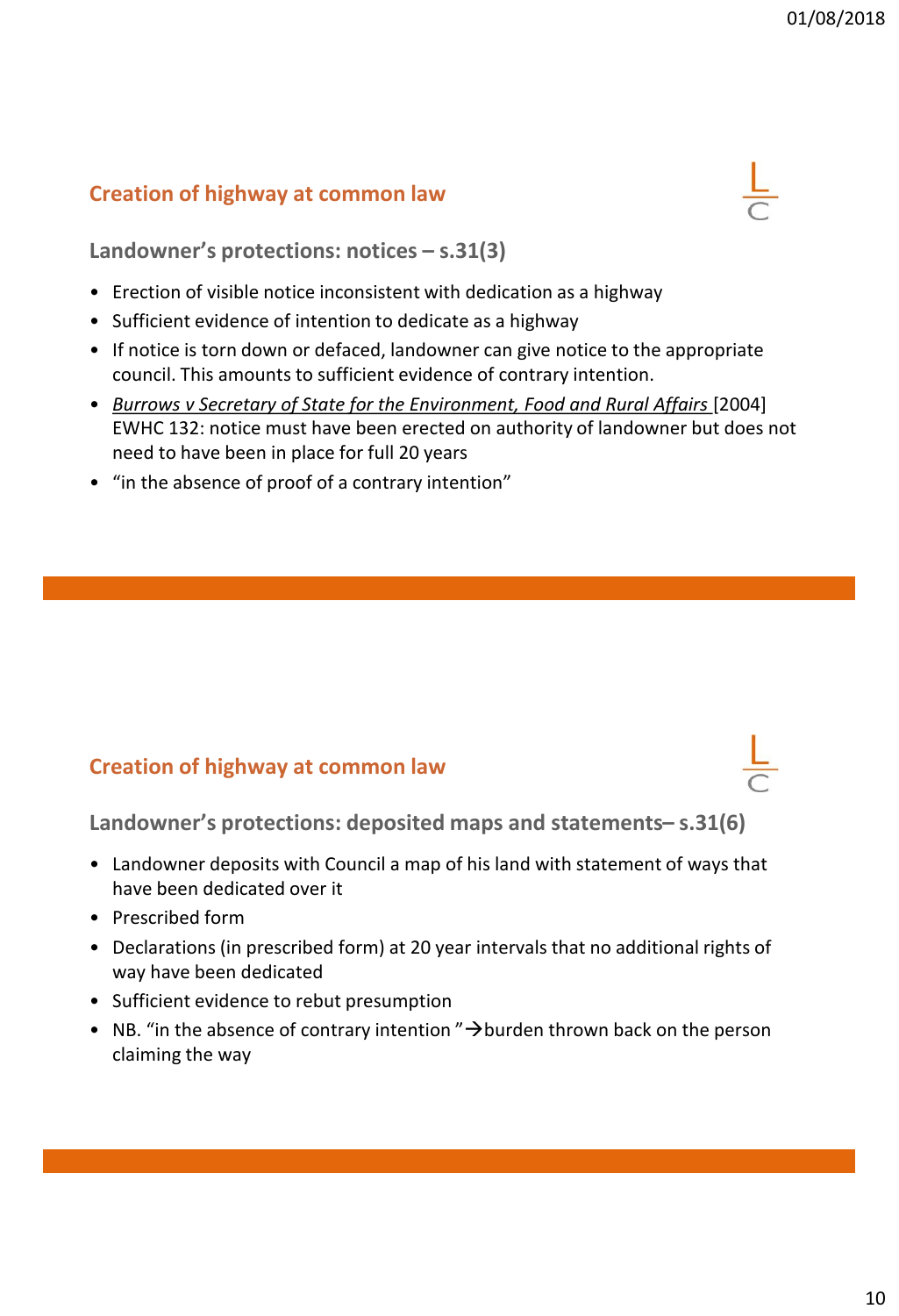## Creation of highway at common law

### Landowner's protections: notices – s.31(3)

- Erection of visible notice inconsistent with dedication as a highway
- Sufficient evidence of intention to dedicate as a highway
- If notice is torn down or defaced, landowner can give notice to the appropriate council. This amounts to sufficient evidence of contrary intention.
- *Burrows v Secretary of State for the Environment, Food and Rural Affairs* [2004] EWHC 132: notice must have been erected on authority of landowner but does not need to have been in place for full 20 years
- "in the absence of proof of a contrary intention"

## Creation of highway at common law

### Landowner's protections: deposited maps and statements– s.31(6)

- Landowner deposits with Council a map of his land with statement of ways that have been dedicated over it
- Prescribed form
- Declarations (in prescribed form) at 20 year intervals that no additional rights of way have been dedicated
- Sufficient evidence to rebut presumption
- NB. "in the absence of contrary intention "→burden thrown back on the person claiming the way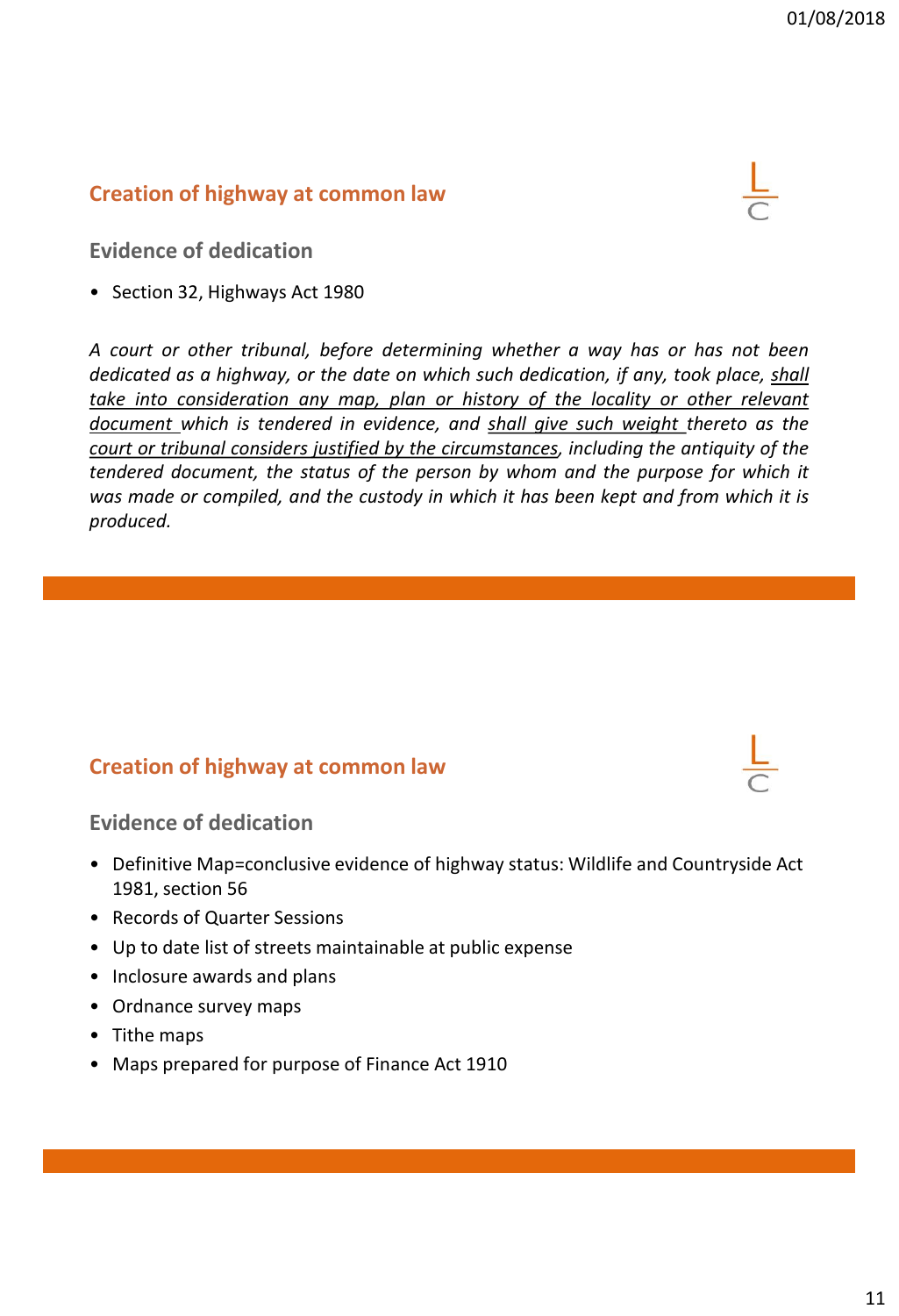## Creation of highway at common law

### Evidence of dedication

- Section 32, Highways Act 1980

*A court or other tribunal, before determining whether a way has or has not been dedicated as a highway, or the date on which such dedication, if any, took place, <u>shall take into consideration any map, plan or history of the locality or other relevant document</u> which is tendered in evidence, and <u>shall give such weight</u> thereto as the <u>court or tribunal considers justified by the circumstances</u>, including the antiquity of the tendered document, the status of the person by whom and the purpose for which it was made or compiled, and the custody in which it has been kept and from which it is produced.*

## Creation of highway at common law

### Evidence of dedication

- Definitive Map=conclusive evidence of highway status: Wildlife and Countryside Act 1981, section 56
- Records of Quarter Sessions
- Up to date list of streets maintainable at public expense
- Inclosure awards and plans
- Ordnance survey maps
- Tithe maps
- Maps prepared for purpose of Finance Act 1910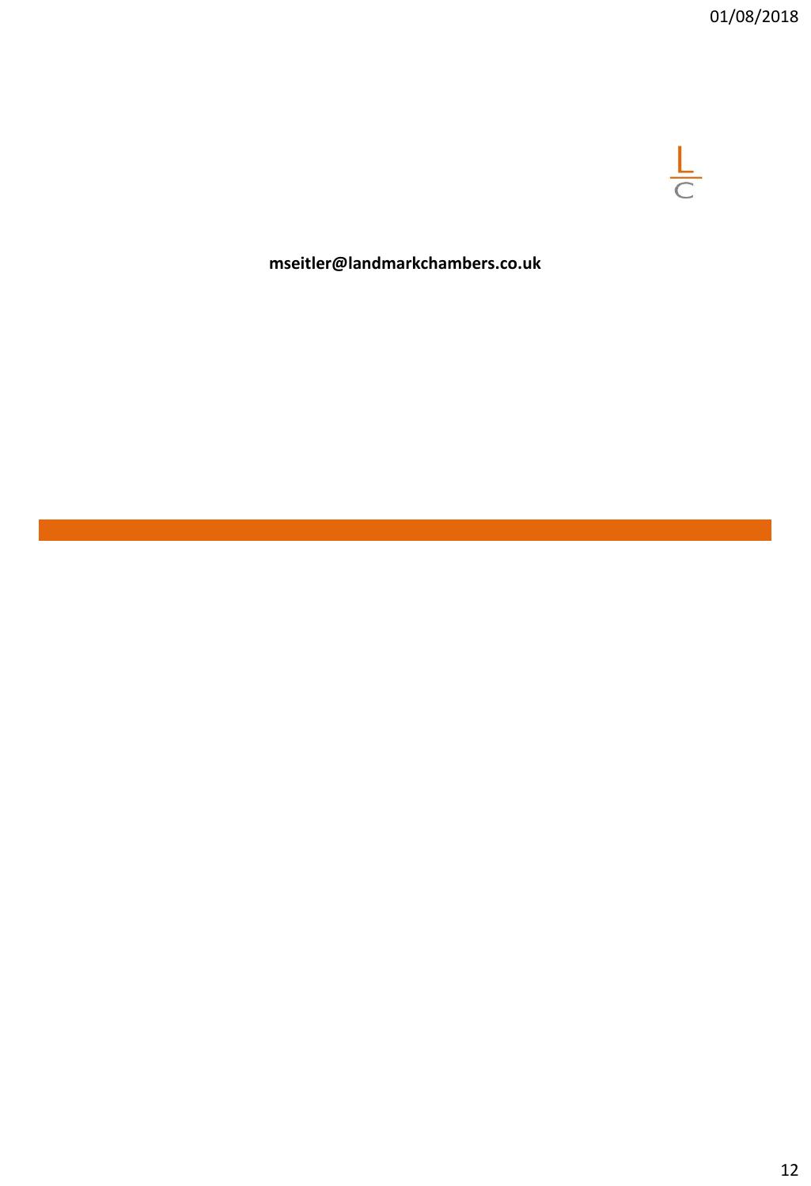**mseitler@landmarkchambers.co.uk**